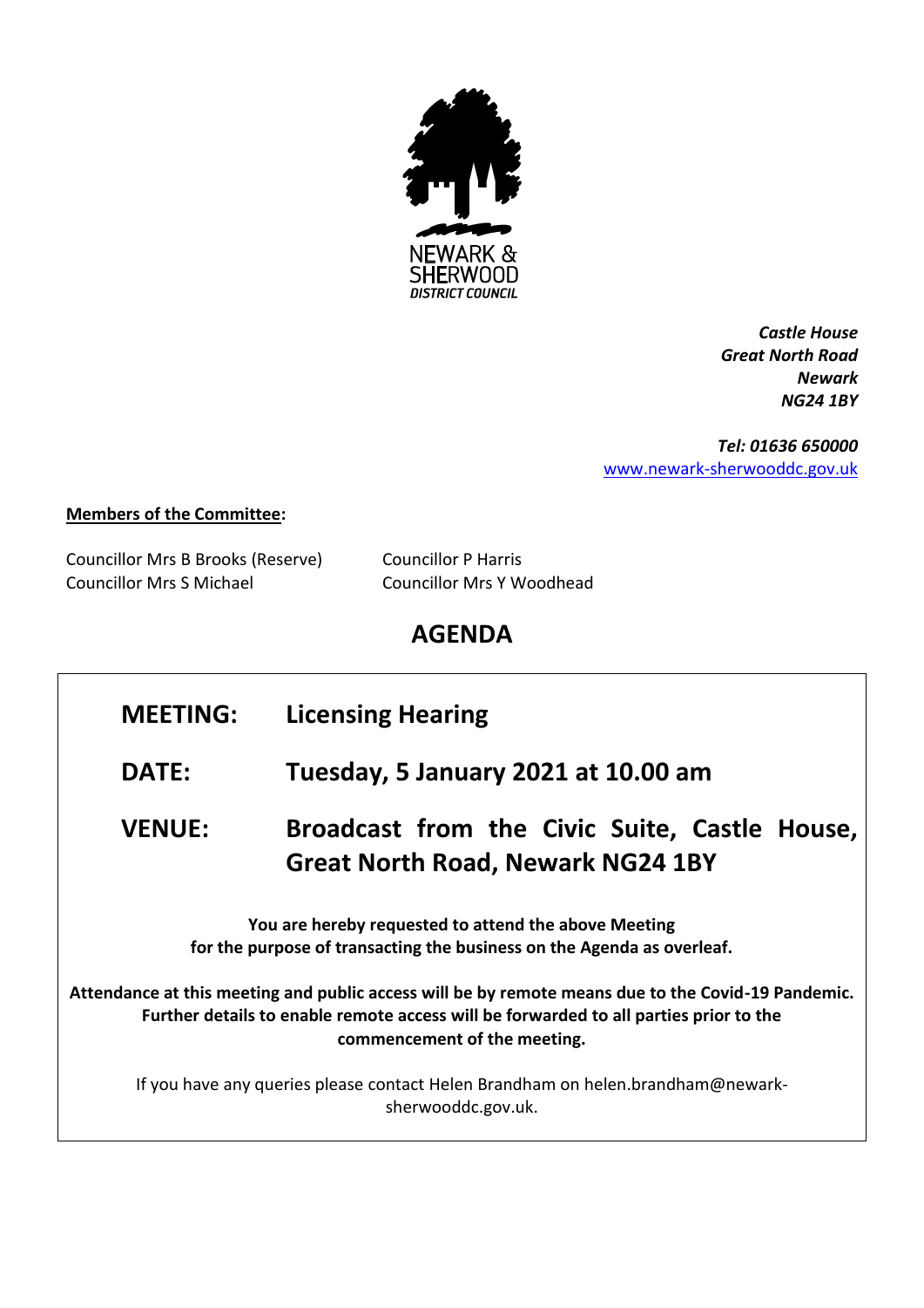NEWARK & SHERWOOD DISTRICT COUNCIL

*Castle House*
*Great North Road*
*Newark*
*NG24 1BY*

*Tel: 01636 650000*
[www.newark-sherwooddc.gov.uk](http://www.newark-sherwooddc.gov.uk)

**Members of the Committee:**

Councillor Mrs B Brooks (Reserve)
Councillor P Harris
Councillor Mrs S Michael
Councillor Mrs Y Woodhead

# AGENDA

| | |
|---|---|
| **MEETING:** | **Licensing Hearing** |
| **DATE:** | **Tuesday, 5 January 2021 at 10.00 am** |
| **VENUE:** | **Broadcast from the Civic Suite, Castle House, Great North Road, Newark NG24 1BY** |

**You are hereby requested to attend the above Meeting for the purpose of transacting the business on the Agenda as overleaf.**

**Attendance at this meeting and public access will be by remote means due to the Covid-19 Pandemic. Further details to enable remote access will be forwarded to all parties prior to the commencement of the meeting.**

If you have any queries please contact Helen Brandham on helen.brandham@newark-sherwooddc.gov.uk.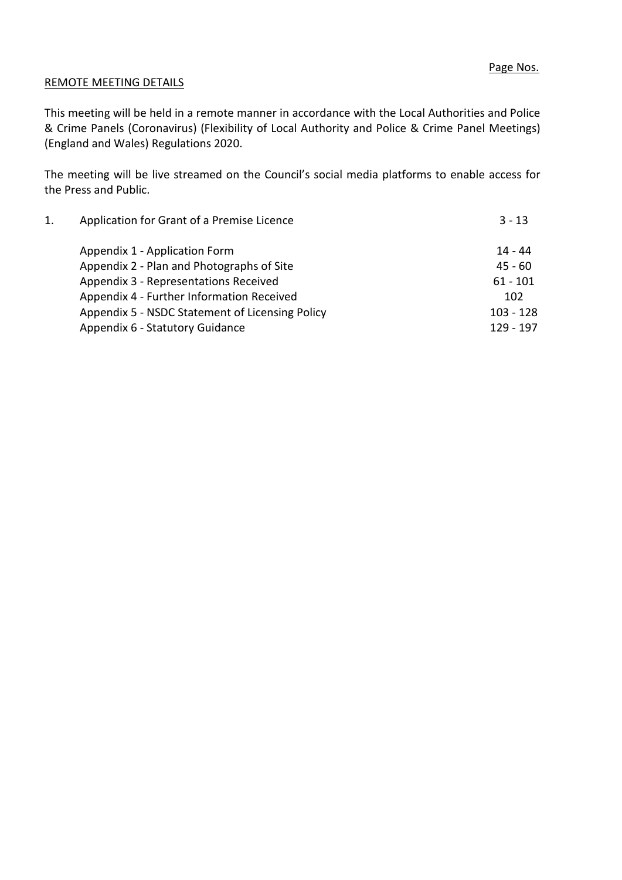Page Nos.

REMOTE MEETING DETAILS

This meeting will be held in a remote manner in accordance with the Local Authorities and Police & Crime Panels (Coronavirus) (Flexibility of Local Authority and Police & Crime Panel Meetings) (England and Wales) Regulations 2020.

The meeting will be live streamed on the Council's social media platforms to enable access for the Press and Public.

| | | |
|---|---|---|
| 1. | Application for Grant of a Premise Licence | 3 - 13 |
| | Appendix 1 - Application Form | 14 - 44 |
| | Appendix 2 - Plan and Photographs of Site | 45 - 60 |
| | Appendix 3 - Representations Received | 61 - 101 |
| | Appendix 4 - Further Information Received | 102 |
| | Appendix 5 - NSDC Statement of Licensing Policy | 103 - 128 |
| | Appendix 6 - Statutory Guidance | 129 - 197 |